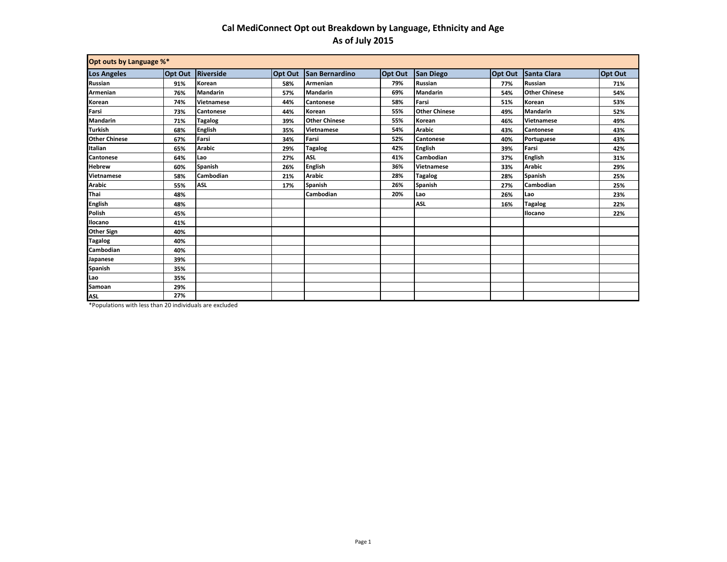# Cal MediConnect Opt out Breakdown by Language, Ethnicity and Age
## As of July 2015

| Opt outs by Language %* | | | | | | | | | |
|---|---|---|---|---|---|---|---|---|---|
| **Los Angeles** | **Opt Out** | **Riverside** | **Opt Out** | **San Bernardino** | **Opt Out** | **San Diego** | **Opt Out** | **Santa Clara** | **Opt Out** |
| Russian | 91% | Korean | 58% | Armenian | 79% | Russian | 77% | Russian | 71% |
| Armenian | 76% | Mandarin | 57% | Mandarin | 69% | Mandarin | 54% | Other Chinese | 54% |
| Korean | 74% | Vietnamese | 44% | Cantonese | 58% | Farsi | 51% | Korean | 53% |
| Farsi | 73% | Cantonese | 44% | Korean | 55% | Other Chinese | 49% | Mandarin | 52% |
| Mandarin | 71% | Tagalog | 39% | Other Chinese | 55% | Korean | 46% | Vietnamese | 49% |
| Turkish | 68% | English | 35% | Vietnamese | 54% | Arabic | 43% | Cantonese | 43% |
| Other Chinese | 67% | Farsi | 34% | Farsi | 52% | Cantonese | 40% | Portuguese | 43% |
| Italian | 65% | Arabic | 29% | Tagalog | 42% | English | 39% | Farsi | 42% |
| Cantonese | 64% | Lao | 27% | ASL | 41% | Cambodian | 37% | English | 31% |
| Hebrew | 60% | Spanish | 26% | English | 36% | Vietnamese | 33% | Arabic | 29% |
| Vietnamese | 58% | Cambodian | 21% | Arabic | 28% | Tagalog | 28% | Spanish | 25% |
| Arabic | 55% | ASL | 17% | Spanish | 26% | Spanish | 27% | Cambodian | 25% |
| Thai | 48% | | | Cambodian | 20% | Lao | 26% | Lao | 23% |
| English | 48% | | | | | ASL | 16% | Tagalog | 22% |
| Polish | 45% | | | | | | | Ilocano | 22% |
| Ilocano | 41% | | | | | | | | |
| Other Sign | 40% | | | | | | | | |
| Tagalog | 40% | | | | | | | | |
| Cambodian | 40% | | | | | | | | |
| Japanese | 39% | | | | | | | | |
| Spanish | 35% | | | | | | | | |
| Lao | 35% | | | | | | | | |
| Samoan | 29% | | | | | | | | |
| ASL | 27% | | | | | | | | |

*Populations with less than 20 individuals are excluded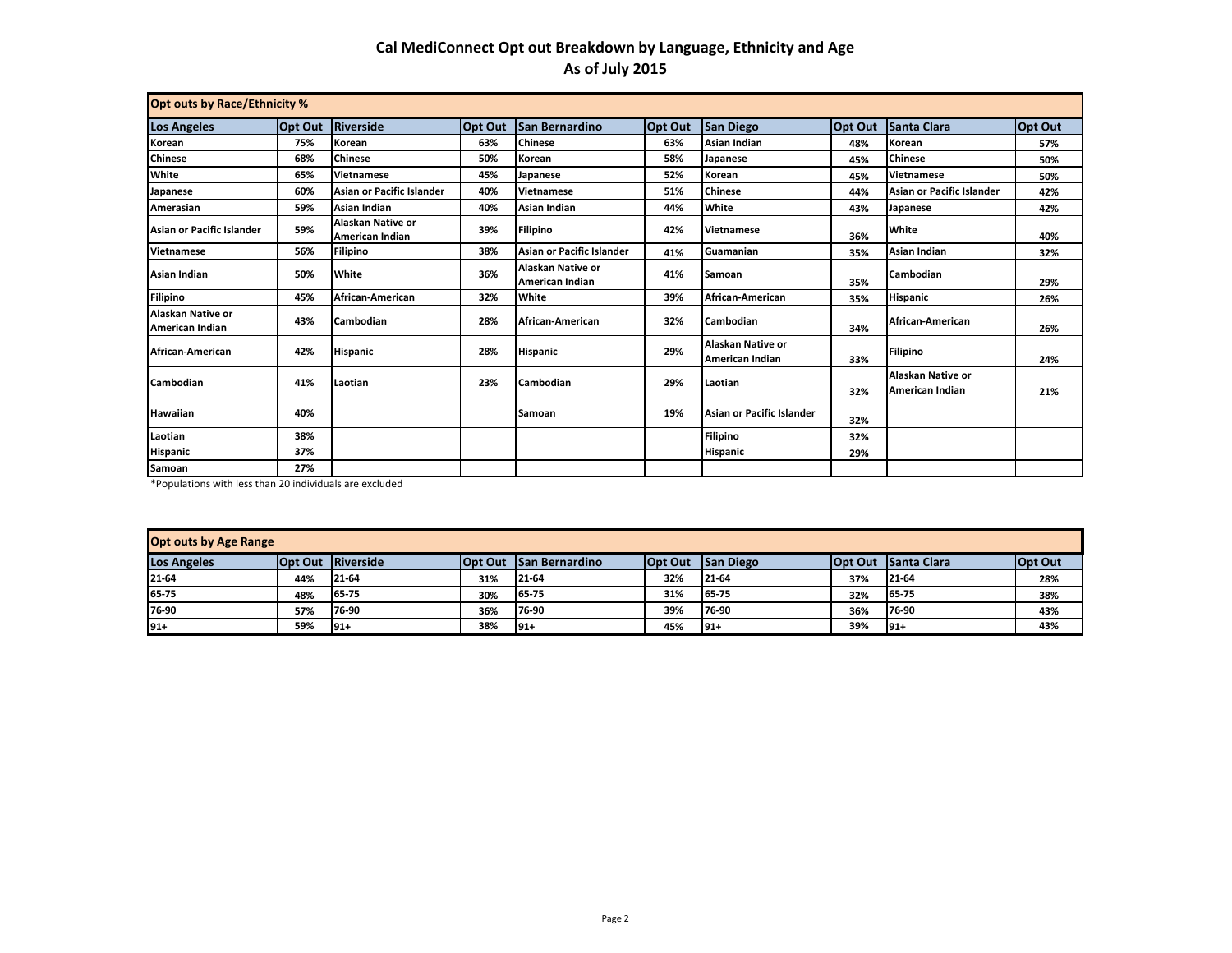# Cal MediConnect Opt out Breakdown by Language, Ethnicity and Age
## As of July 2015

| Opt outs by Race/Ethnicity % | | | | | | | | | |
|---|---|---|---|---|---|---|---|---|---|
| **Los Angeles** | **Opt Out** | **Riverside** | **Opt Out** | **San Bernardino** | **Opt Out** | **San Diego** | **Opt Out** | **Santa Clara** | **Opt Out** |
| Korean | 75% | Korean | 63% | Chinese | 63% | Asian Indian | 48% | Korean | 57% |
| Chinese | 68% | Chinese | 50% | Korean | 58% | Japanese | 45% | Chinese | 50% |
| White | 65% | Vietnamese | 45% | Japanese | 52% | Korean | 45% | Vietnamese | 50% |
| Japanese | 60% | Asian or Pacific Islander | 40% | Vietnamese | 51% | Chinese | 44% | Asian or Pacific Islander | 42% |
| Amerasian | 59% | Asian Indian | 40% | Asian Indian | 44% | White | 43% | Japanese | 42% |
| Asian or Pacific Islander | 59% | Alaskan Native or American Indian | 39% | Filipino | 42% | Vietnamese | 36% | White | 40% |
| Vietnamese | 56% | Filipino | 38% | Asian or Pacific Islander | 41% | Guamanian | 35% | Asian Indian | 32% |
| Asian Indian | 50% | White | 36% | Alaskan Native or American Indian | 41% | Samoan | 35% | Cambodian | 29% |
| Filipino | 45% | African-American | 32% | White | 39% | African-American | 35% | Hispanic | 26% |
| Alaskan Native or American Indian | 43% | Cambodian | 28% | African-American | 32% | Cambodian | 34% | African-American | 26% |
| African-American | 42% | Hispanic | 28% | Hispanic | 29% | Alaskan Native or American Indian | 33% | Filipino | 24% |
| Cambodian | 41% | Laotian | 23% | Cambodian | 29% | Laotian | 32% | Alaskan Native or American Indian | 21% |
| Hawaiian | 40% | | | Samoan | 19% | Asian or Pacific Islander | 32% | | |
| Laotian | 38% | | | | | Filipino | 32% | | |
| Hispanic | 37% | | | | | Hispanic | 29% | | |
| Samoan | 27% | | | | | | | | |

*Populations with less than 20 individuals are excluded

| Opt outs by Age Range | | | | | | | | | |
|---|---|---|---|---|---|---|---|---|---|
| **Los Angeles** | **Opt Out** | **Riverside** | **Opt Out** | **San Bernardino** | **Opt Out** | **San Diego** | **Opt Out** | **Santa Clara** | **Opt Out** |
| 21-64 | 44% | 21-64 | 31% | 21-64 | 32% | 21-64 | 37% | 21-64 | 28% |
| 65-75 | 48% | 65-75 | 30% | 65-75 | 31% | 65-75 | 32% | 65-75 | 38% |
| 76-90 | 57% | 76-90 | 36% | 76-90 | 39% | 76-90 | 36% | 76-90 | 43% |
| 91+ | 59% | 91+ | 38% | 91+ | 45% | 91+ | 39% | 91+ | 43% |